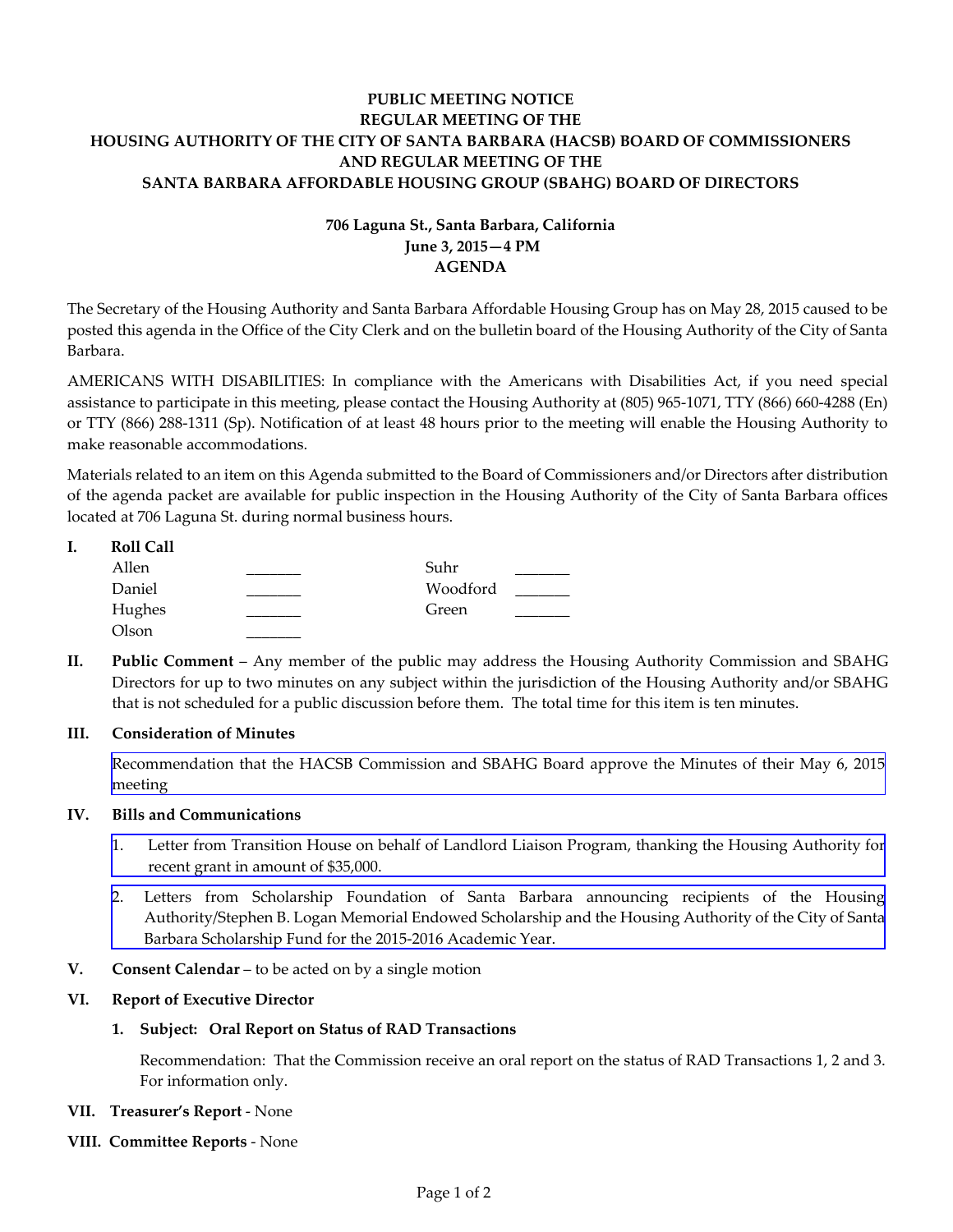**PUBLIC MEETING NOTICE**
**REGULAR MEETING OF THE**
**HOUSING AUTHORITY OF THE CITY OF SANTA BARBARA (HACSB) BOARD OF COMMISSIONERS**
**AND REGULAR MEETING OF THE**
**SANTA BARBARA AFFORDABLE HOUSING GROUP (SBAHG) BOARD OF DIRECTORS**

**706 Laguna St., Santa Barbara, California**
**June 3, 2015—4 PM**
**AGENDA**

The Secretary of the Housing Authority and Santa Barbara Affordable Housing Group has on May 28, 2015 caused to be posted this agenda in the Office of the City Clerk and on the bulletin board of the Housing Authority of the City of Santa Barbara.

AMERICANS WITH DISABILITIES: In compliance with the Americans with Disabilities Act, if you need special assistance to participate in this meeting, please contact the Housing Authority at (805) 965-1071, TTY (866) 660-4288 (En) or TTY (866) 288-1311 (Sp). Notification of at least 48 hours prior to the meeting will enable the Housing Authority to make reasonable accommodations.

Materials related to an item on this Agenda submitted to the Board of Commissioners and/or Directors after distribution of the agenda packet are available for public inspection in the Housing Authority of the City of Santa Barbara offices located at 706 Laguna St. during normal business hours.

**I. Roll Call**

| | | | |
|---|---|---|---|
| Allen | _______ | Suhr | _______ |
| Daniel | _______ | Woodford | _______ |
| Hughes | _______ | Green | _______ |
| Olson | _______ | | |

**II. Public Comment** – Any member of the public may address the Housing Authority Commission and SBAHG Directors for up to two minutes on any subject within the jurisdiction of the Housing Authority and/or SBAHG that is not scheduled for a public discussion before them. The total time for this item is ten minutes.

**III. Consideration of Minutes**

Recommendation that the HACSB Commission and SBAHG Board approve the Minutes of their May 6, 2015 meeting

**IV. Bills and Communications**

1. Letter from Transition House on behalf of Landlord Liaison Program, thanking the Housing Authority for recent grant in amount of $35,000.
2. Letters from Scholarship Foundation of Santa Barbara announcing recipients of the Housing Authority/Stephen B. Logan Memorial Endowed Scholarship and the Housing Authority of the City of Santa Barbara Scholarship Fund for the 2015-2016 Academic Year.

**V. Consent Calendar** – to be acted on by a single motion

**VI. Report of Executive Director**

**1. Subject: Oral Report on Status of RAD Transactions**

Recommendation: That the Commission receive an oral report on the status of RAD Transactions 1, 2 and 3. For information only.

**VII. Treasurer's Report** - None

**VIII. Committee Reports** - None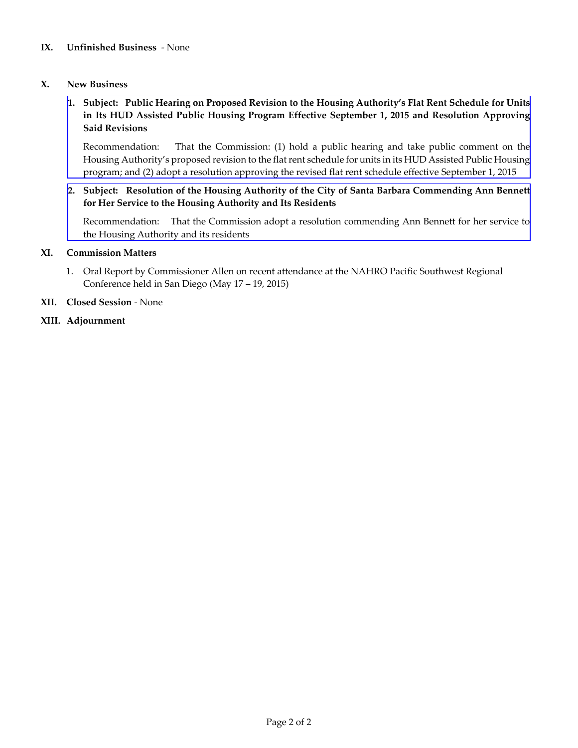**IX. Unfinished Business** - None

**X. New Business**

1. **Subject: Public Hearing on Proposed Revision to the Housing Authority's Flat Rent Schedule for Units in Its HUD Assisted Public Housing Program Effective September 1, 2015 and Resolution Approving Said Revisions**

   Recommendation: That the Commission: (1) hold a public hearing and take public comment on the Housing Authority's proposed revision to the flat rent schedule for units in its HUD Assisted Public Housing program; and (2) adopt a resolution approving the revised flat rent schedule effective September 1, 2015

2. **Subject: Resolution of the Housing Authority of the City of Santa Barbara Commending Ann Bennett for Her Service to the Housing Authority and Its Residents**

   Recommendation: That the Commission adopt a resolution commending Ann Bennett for her service to the Housing Authority and its residents

**XI. Commission Matters**

1. Oral Report by Commissioner Allen on recent attendance at the NAHRO Pacific Southwest Regional Conference held in San Diego (May 17 – 19, 2015)

**XII. Closed Session** - None

**XIII. Adjournment**